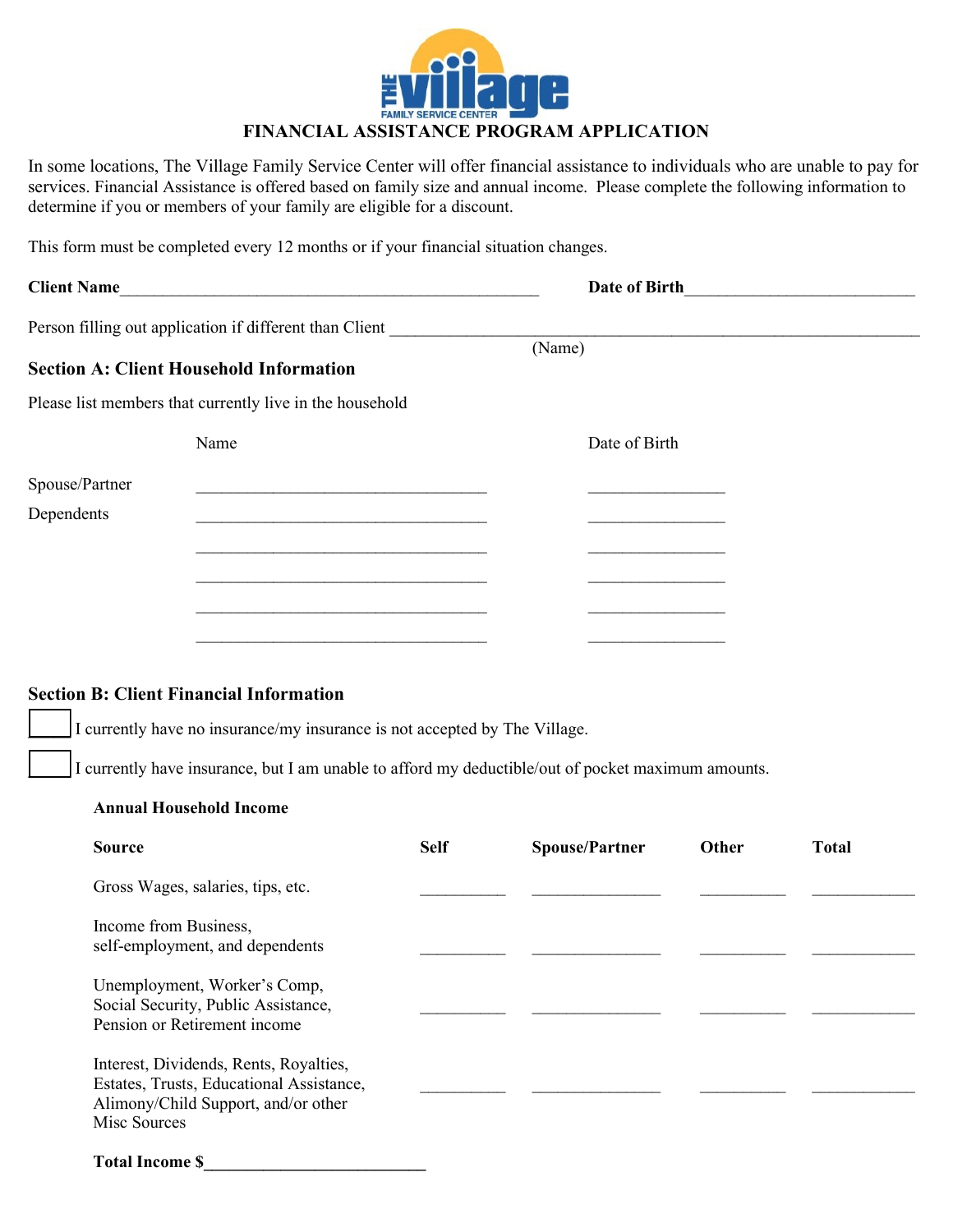# FINANCIAL ASSISTANCE PROGRAM APPLICATION

In some locations, The Village Family Service Center will offer financial assistance to individuals who are unable to pay for services. Financial Assistance is offered based on family size and annual income. Please complete the following information to determine if you or members of your family are eligible for a discount.

This form must be completed every 12 months or if your financial situation changes.

**Client Name**__________________________________________________ **Date of Birth**___________________________

Person filling out application if different than Client ______________________________________________________________
(Name)

## Section A: Client Household Information

Please list members that currently live in the household

| | Name | Date of Birth |
|---|---|---|
| Spouse/Partner | ___________________________________ | ________________ |
| Dependents | ___________________________________ | ________________ |
| | ___________________________________ | ________________ |
| | ___________________________________ | ________________ |
| | ___________________________________ | ________________ |
| | ___________________________________ | ________________ |

## Section B: Client Financial Information

☐ I currently have no insurance/my insurance is not accepted by The Village.

☐ I currently have insurance, but I am unable to afford my deductible/out of pocket maximum amounts.

**Annual Household Income**

| **Source** | **Self** | **Spouse/Partner** | **Other** | **Total** |
|---|---|---|---|---|
| Gross Wages, salaries, tips, etc. | __________ | _______________ | __________ | ____________ |
| Income from Business, self-employment, and dependents | __________ | _______________ | __________ | ____________ |
| Unemployment, Worker's Comp, Social Security, Public Assistance, Pension or Retirement income | __________ | _______________ | __________ | ____________ |
| Interest, Dividends, Rents, Royalties, Estates, Trusts, Educational Assistance, Alimony/Child Support, and/or other Misc Sources | __________ | _______________ | __________ | ____________ |

**Total Income $**__________________________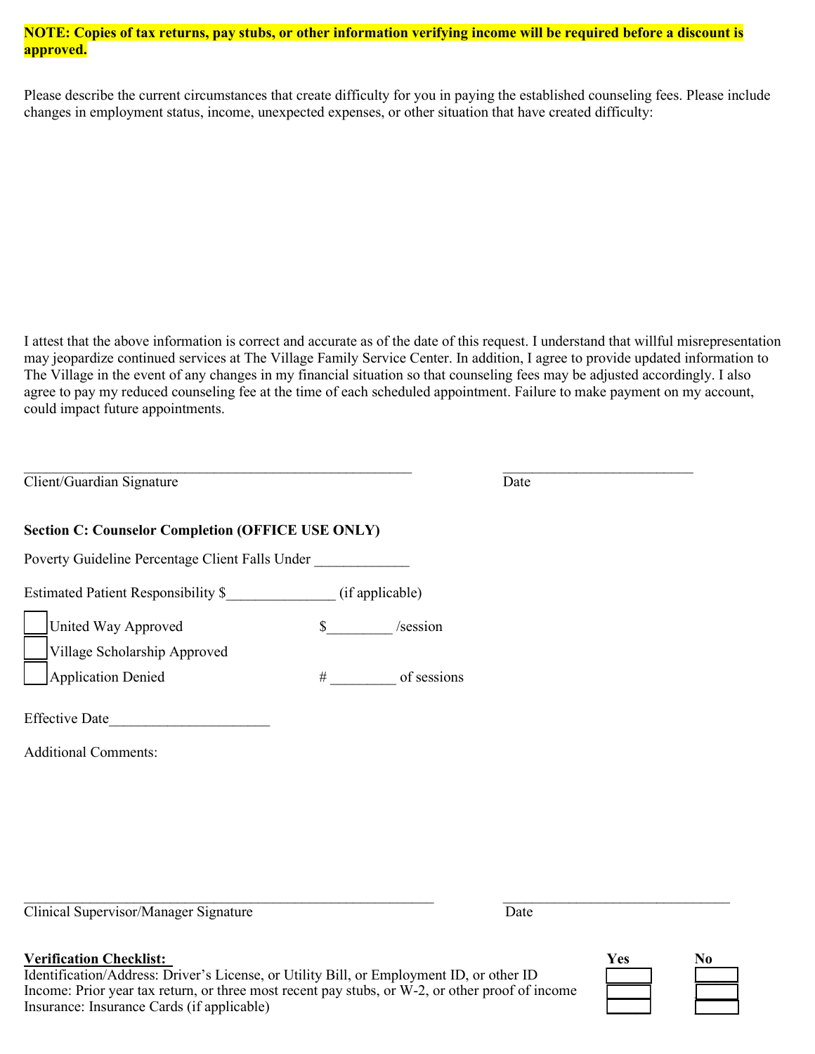**NOTE: Copies of tax returns, pay stubs, or other information verifying income will be required before a discount is approved.**

Please describe the current circumstances that create difficulty for you in paying the established counseling fees. Please include changes in employment status, income, unexpected expenses, or other situation that have created difficulty:

I attest that the above information is correct and accurate as of the date of this request. I understand that willful misrepresentation may jeopardize continued services at The Village Family Service Center. In addition, I agree to provide updated information to The Village in the event of any changes in my financial situation so that counseling fees may be adjusted accordingly. I also agree to pay my reduced counseling fee at the time of each scheduled appointment. Failure to make payment on my account, could impact future appointments.

_______________________________________________________ ___________________________

Client/Guardian Signature Date

**Section C: Counselor Completion (OFFICE USE ONLY)**

Poverty Guideline Percentage Client Falls Under _____________

Estimated Patient Responsibility $_______________ (if applicable)

☐ United Way Approved $_________ /session

☐ Village Scholarship Approved

☐ Application Denied # _________ of sessions

Effective Date______________________

Additional Comments:

__________________________________________________________ ________________________________

Clinical Supervisor/Manager Signature Date

**Verification Checklist:**

| | Yes | No |
|---|---|---|
| Identification/Address: Driver's License, or Utility Bill, or Employment ID, or other ID | ☐ | ☐ |
| Income: Prior year tax return, or three most recent pay stubs, or W-2, or other proof of income | ☐ | ☐ |
| Insurance: Insurance Cards (if applicable) | ☐ | ☐ |